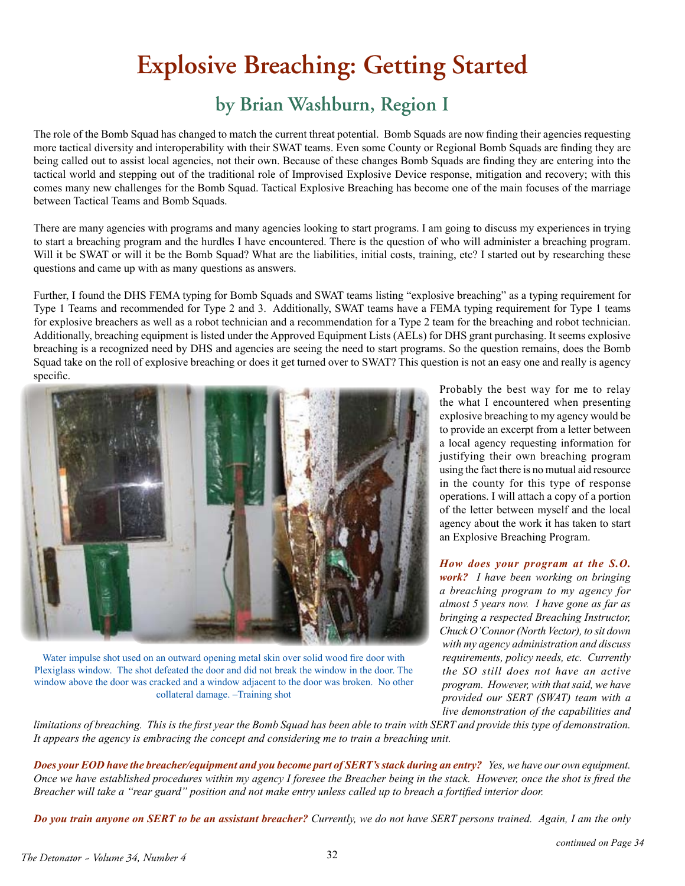# Explosive Breaching: Getting Started

## by Brian Washburn, Region I

The role of the Bomb Squad has changed to match the current threat potential. Bomb Squads are now finding their agencies requesting more tactical diversity and interoperability with their SWAT teams. Even some County or Regional Bomb Squads are finding they are being called out to assist local agencies, not their own. Because of these changes Bomb Squads are finding they are entering into the tactical world and stepping out of the traditional role of Improvised Explosive Device response, mitigation and recovery; with this comes many new challenges for the Bomb Squad. Tactical Explosive Breaching has become one of the main focuses of the marriage between Tactical Teams and Bomb Squads.

There are many agencies with programs and many agencies looking to start programs. I am going to discuss my experiences in trying to start a breaching program and the hurdles I have encountered. There is the question of who will administer a breaching program. Will it be SWAT or will it be the Bomb Squad? What are the liabilities, initial costs, training, etc? I started out by researching these questions and came up with as many questions as answers.

Further, I found the DHS FEMA typing for Bomb Squads and SWAT teams listing "explosive breaching" as a typing requirement for Type 1 Teams and recommended for Type 2 and 3. Additionally, SWAT teams have a FEMA typing requirement for Type 1 teams for explosive breachers as well as a robot technician and a recommendation for a Type 2 team for the breaching and robot technician. Additionally, breaching equipment is listed under the Approved Equipment Lists (AELs) for DHS grant purchasing. It seems explosive breaching is a recognized need by DHS and agencies are seeing the need to start programs. So the question remains, does the Bomb Squad take on the roll of explosive breaching or does it get turned over to SWAT? This question is not an easy one and really is agency specific.

Water impulse shot used on an outward opening metal skin over solid wood fire door with Plexiglass window. The shot defeated the door and did not break the window in the door. The window above the door was cracked and a window adjacent to the door was broken. No other collateral damage. –Training shot

Probably the best way for me to relay the what I encountered when presenting explosive breaching to my agency would be to provide an excerpt from a letter between a local agency requesting information for justifying their own breaching program using the fact there is no mutual aid resource in the county for this type of response operations. I will attach a copy of a portion of the letter between myself and the local agency about the work it has taken to start an Explosive Breaching Program.

***How does your program at the S.O. work?*** *I have been working on bringing a breaching program to my agency for almost 5 years now. I have gone as far as bringing a respected Breaching Instructor, Chuck O'Connor (North Vector), to sit down with my agency administration and discuss requirements, policy needs, etc. Currently the SO still does not have an active program. However, with that said, we have provided our SERT (SWAT) team with a live demonstration of the capabilities and limitations of breaching. This is the first year the Bomb Squad has been able to train with SERT and provide this type of demonstration. It appears the agency is embracing the concept and considering me to train a breaching unit.*

***Does your EOD have the breacher/equipment and you become part of SERT's stack during an entry?*** *Yes, we have our own equipment. Once we have established procedures within my agency I foresee the Breacher being in the stack. However, once the shot is fired the Breacher will take a "rear guard" position and not make entry unless called up to breach a fortified interior door.*

***Do you train anyone on SERT to be an assistant breacher?*** *Currently, we do not have SERT persons trained. Again, I am the only*

*continued on Page 34*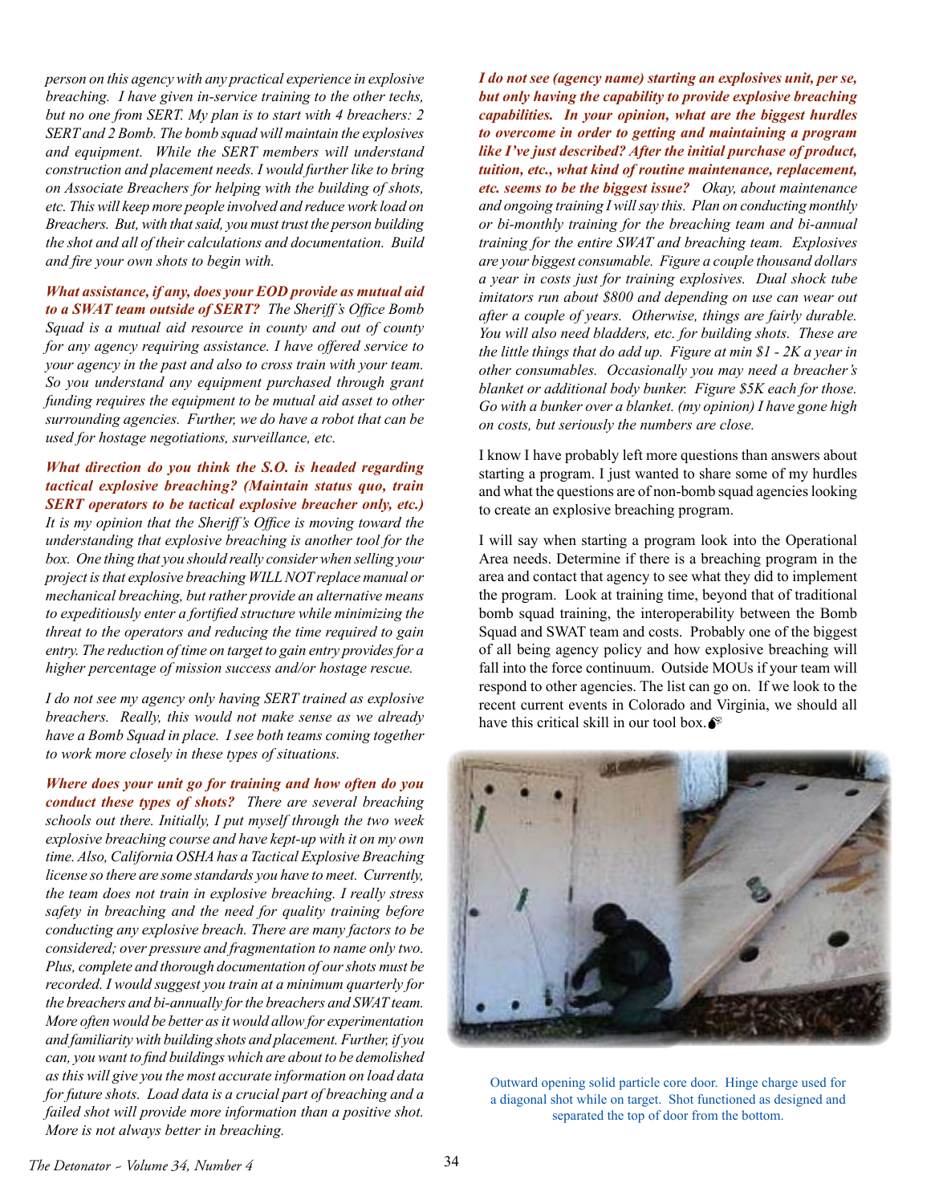*person on this agency with any practical experience in explosive breaching. I have given in-service training to the other techs, but no one from SERT. My plan is to start with 4 breachers: 2 SERT and 2 Bomb. The bomb squad will maintain the explosives and equipment. While the SERT members will understand construction and placement needs. I would further like to bring on Associate Breachers for helping with the building of shots, etc. This will keep more people involved and reduce work load on Breachers. But, with that said, you must trust the person building the shot and all of their calculations and documentation. Build and fire your own shots to begin with.*

***What assistance, if any, does your EOD provide as mutual aid to a SWAT team outside of SERT?*** *The Sheriff's Office Bomb Squad is a mutual aid resource in county and out of county for any agency requiring assistance. I have offered service to your agency in the past and also to cross train with your team. So you understand any equipment purchased through grant funding requires the equipment to be mutual aid asset to other surrounding agencies. Further, we do have a robot that can be used for hostage negotiations, surveillance, etc.*

***What direction do you think the S.O. is headed regarding tactical explosive breaching? (Maintain status quo, train SERT operators to be tactical explosive breacher only, etc.)*** *It is my opinion that the Sheriff's Office is moving toward the understanding that explosive breaching is another tool for the box. One thing that you should really consider when selling your project is that explosive breaching WILL NOT replace manual or mechanical breaching, but rather provide an alternative means to expeditiously enter a fortified structure while minimizing the threat to the operators and reducing the time required to gain entry. The reduction of time on target to gain entry provides for a higher percentage of mission success and/or hostage rescue.*

*I do not see my agency only having SERT trained as explosive breachers. Really, this would not make sense as we already have a Bomb Squad in place. I see both teams coming together to work more closely in these types of situations.*

***Where does your unit go for training and how often do you conduct these types of shots?*** *There are several breaching schools out there. Initially, I put myself through the two week explosive breaching course and have kept-up with it on my own time. Also, California OSHA has a Tactical Explosive Breaching license so there are some standards you have to meet. Currently, the team does not train in explosive breaching. I really stress safety in breaching and the need for quality training before conducting any explosive breach. There are many factors to be considered; over pressure and fragmentation to name only two. Plus, complete and thorough documentation of our shots must be recorded. I would suggest you train at a minimum quarterly for the breachers and bi-annually for the breachers and SWAT team. More often would be better as it would allow for experimentation and familiarity with building shots and placement. Further, if you can, you want to find buildings which are about to be demolished as this will give you the most accurate information on load data for future shots. Load data is a crucial part of breaching and a failed shot will provide more information than a positive shot. More is not always better in breaching.*

***I do not see (agency name) starting an explosives unit, per se, but only having the capability to provide explosive breaching capabilities. In your opinion, what are the biggest hurdles to overcome in order to getting and maintaining a program like I've just described? After the initial purchase of product, tuition, etc., what kind of routine maintenance, replacement, etc. seems to be the biggest issue?*** *Okay, about maintenance and ongoing training I will say this. Plan on conducting monthly or bi-monthly training for the breaching team and bi-annual training for the entire SWAT and breaching team. Explosives are your biggest consumable. Figure a couple thousand dollars a year in costs just for training explosives. Dual shock tube imitators run about $800 and depending on use can wear out after a couple of years. Otherwise, things are fairly durable. You will also need bladders, etc. for building shots. These are the little things that do add up. Figure at min $1 - 2K a year in other consumables. Occasionally you may need a breacher's blanket or additional body bunker. Figure $5K each for those. Go with a bunker over a blanket. (my opinion) I have gone high on costs, but seriously the numbers are close.*

I know I have probably left more questions than answers about starting a program. I just wanted to share some of my hurdles and what the questions are of non-bomb squad agencies looking to create an explosive breaching program.

I will say when starting a program look into the Operational Area needs. Determine if there is a breaching program in the area and contact that agency to see what they did to implement the program. Look at training time, beyond that of traditional bomb squad training, the interoperability between the Bomb Squad and SWAT team and costs. Probably one of the biggest of all being agency policy and how explosive breaching will fall into the force continuum. Outside MOUs if your team will respond to other agencies. The list can go on. If we look to the recent current events in Colorado and Virginia, we should all have this critical skill in our tool box.

Outward opening solid particle core door. Hinge charge used for a diagonal shot while on target. Shot functioned as designed and separated the top of door from the bottom.